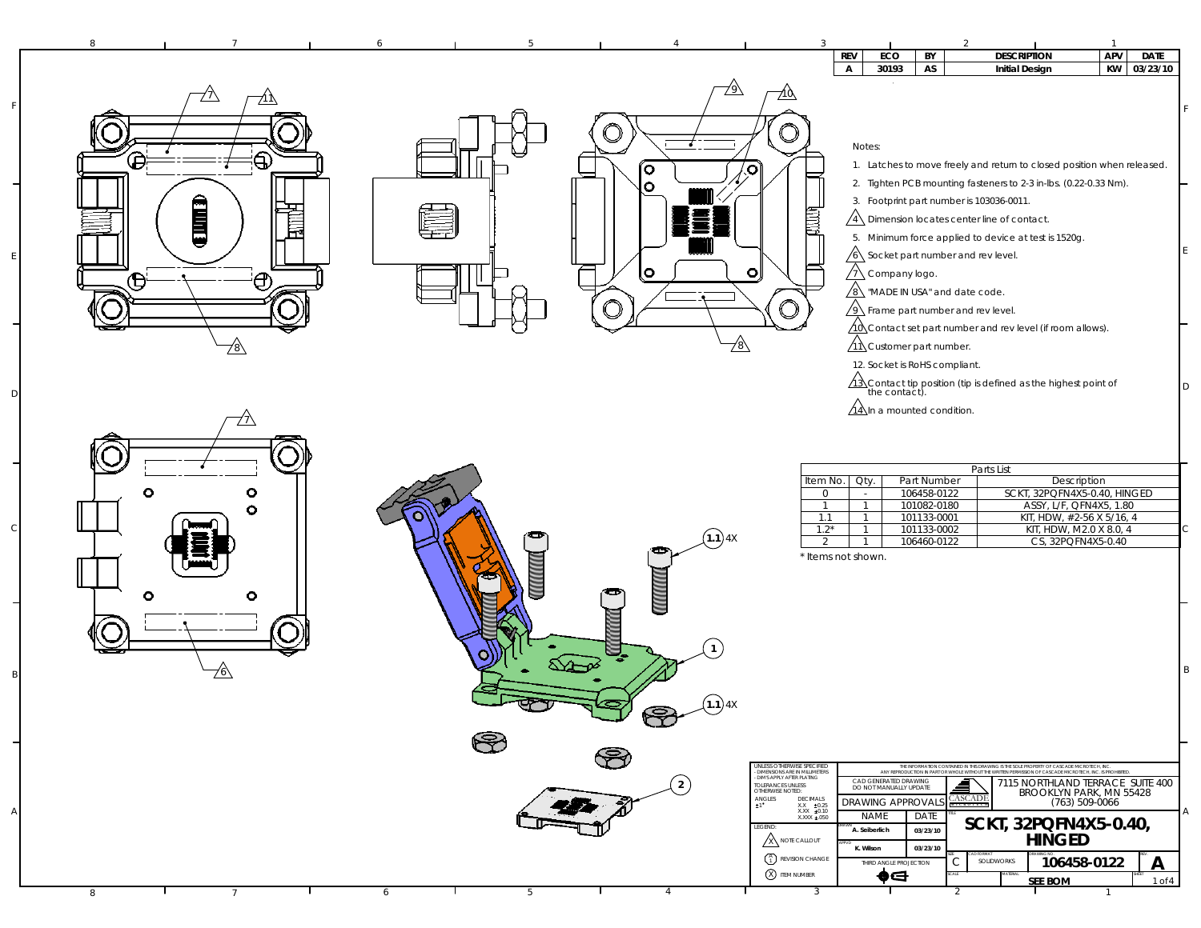| REV | ECO | BY | DESCRIPTION | APV | DATE |
|---|---|---|---|---|---|
| A | 30193 | AS | Initial Design | KW | 03/23/10 |

Notes:

1. Latches to move freely and return to closed position when released.
2. Tighten PCB mounting fasteners to 2-3 in-lbs. (0.22-0.33 Nm).
3. Footprint part number is 103036-0011.
4. Dimension locates center line of contact.
5. Minimum force applied to device at test is 1520g.
6. Socket part number and rev level.
7. Company logo.
8. "MADE IN USA" and date code.
9. Frame part number and rev level.
10. Contact set part number and rev level (if room allows).
11. Customer part number.
12. Socket is RoHS compliant.
13. Contact tip position (tip is defined as the highest point of the contact).
14. In a mounted condition.

Parts List

| Item No. | Qty. | Part Number | Description |
|---|---|---|---|
| 0 | - | 106458-0122 | SCKT, 32PQFN4X5-0.40, HINGED |
| 1 | 1 | 101082-0180 | ASSY, L/F, QFN4X5, 1.80 |
| 1.1 | 1 | 101133-0001 | KIT, HDW, #2-56 X 5/16, 4 |
| 1.2* | 1 | 101133-0002 | KIT, HDW, M2.0 X 8.0, 4 |
| 2 | 1 | 106460-0122 | CS, 32PQFN4X5-0.40 |

* Items not shown.

1.1 4X

1

1.1 4X

2

UNLESS OTHERWISE SPECIFIED
- DIMENSIONS ARE IN MILLIMETERS
- DIM'S APPLY AFTER PLATING
TOLERANCES UNLESS OTHERWISE NOTED:
ANGLES ±1°
DECIMALS X.X ±0.25, X.XX ±0.10, X.XXX ±.050

LEGEND:
NOTE CALLOUT
REVISION CHANGE
ITEM NUMBER

THE INFORMATION CONTAINED IN THIS DRAWING IS THE SOLE PROPERTY OF CASCADE MICROTECH, INC. ANY REPRODUCTION IN PART OR WHOLE WITHOUT THE WRITTEN PERMISSION OF CASCADE MICROTECH, INC. IS PROHIBITED.

CAD GENERATED DRAWING DO NOT MANUALLY UPDATE

DRAWING APPROVALS

| | NAME | DATE |
|---|---|---|
| DRAWN | A. Seiberlich | 03/23/10 |
| APP'D | K. Wilson | 03/23/10 |

THIRD ANGLE PROJECTION

CASCADE

7115 NORTHLAND TERRACE SUITE 400
BROOKLYN PARK, MN 55428
(763) 509-0066

TITLE: SCKT, 32PQFN4X5-0.40, HINGED

SIZE: C | CAD FORMAT: SOLIDWORKS | DRAWING NO: 106458-0122 | REV: A

MATERIAL: SEE BOM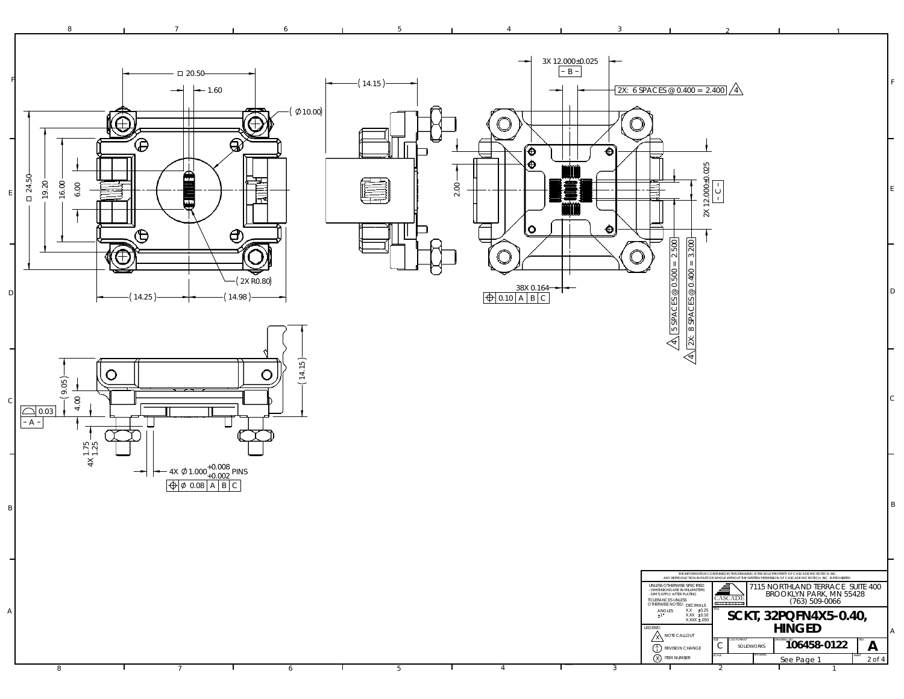□ 20.50

1.60

( Ø10.00 )

□ 24.50

19.20

16.00

6.00

( 2X R0.80 )

( 14.25 )

( 14.98 )

( 14.15 )

3X 12.000±0.025

– B –

2X: 6 SPACES @ 0.400 = 2.400 ⚠4

2.00

2X 12.000±0.025

– C –

38X 0.164

| ⊕ | 0.10 | A | B | C |
|---|---|---|---|---|

5 SPACES @ 0.500 = 2.500 ⚠4

2X: 8 SPACES @ 0.400 = 3.200 ⚠4

( 14.15 )

( 9.05 )

4.00

| ⌓ | 0.03 |
|---|---|

– A –

4X 1.75 / 1.25

4X Ø1.000 $^{+0.008}_{+0.002}$ PINS

| ⊕ | Ø 0.08 | A | B | C |
|---|---|---|---|---|

THE INFORMATION CONTAINED IN THIS DRAWING IS THE SOLE PROPERTY OF CASCADE MICROTECH, INC. ANY REPRODUCTION IN PART OR WHOLE WITHOUT THE WRITTEN PERMISSION OF CASCADE MICROTECH, INC. IS PROHIBITED.

UNLESS OTHERWISE SPECIFIED
- DIMENSIONS ARE IN MILLIMETERS
- DIM'S APPLY AFTER PLATING

TOLERANCES UNLESS OTHERWISE NOTED:

| ANGLES | DECIMALS | |
|---|---|---|
| ±1° | X.X | ±0.25 |
| | X.XX | ±0.10 |
| | X.XXX | ±.050 |

LEGEND:
- ⚠X NOTE CALLOUT
- Ⓐ REVISION CHANGE
- ⓧ ITEM NUMBER

CASCADE MICROTECH

7115 NORTHLAND TERRACE SUITE 400
BROOKLYN PARK, MN 55428
(763) 509-0066

TITLE: **SCKT, 32PQFN4X5-0.40, HINGED**

| SIZE | CAD FORMAT | DRAWING NO. | REV. |
|---|---|---|---|
| C | SOLIDWORKS | 106458-0122 | A |

SCALE: See Page 1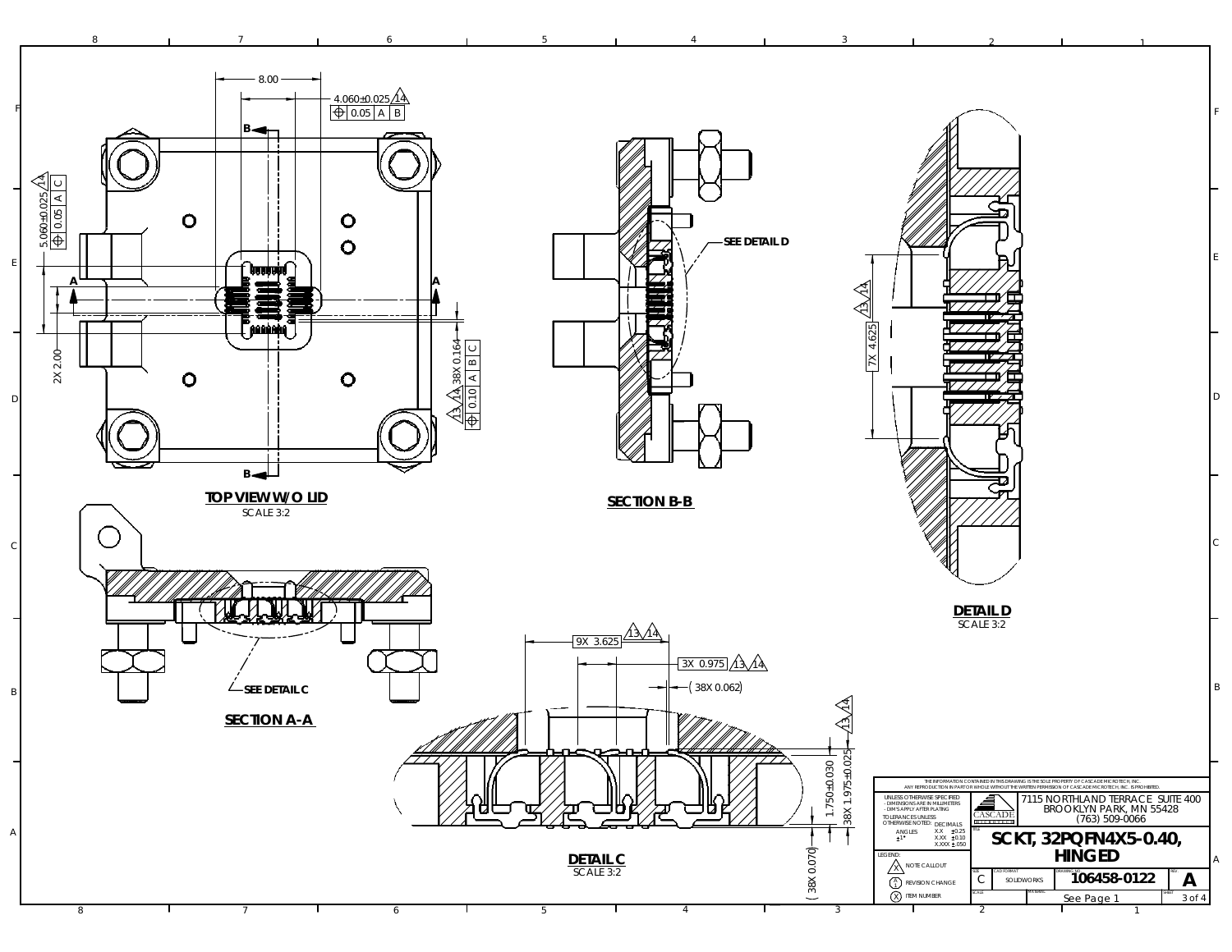## TOP VIEW W/O LID

SCALE 3:2

- 8.00
- 4.060±0.025 ⚠14 | ⌖ 0.05 | A | B
- 5.060±0.025 ⚠14 | ⌖ 0.05 | A | C
- 2X 2.00
- ⚠13 ⚠14 38X 0.164 | ⌖ 0.10 | A | B | C

## SECTION B-B

SEE DETAIL D

## DETAIL D

SCALE 3:2

- ⚠13 ⚠14 7X 4.625

## SECTION A-A

SEE DETAIL C

## DETAIL C

SCALE 3:2

- 9X 3.625 ⚠13 ⚠14
- 3X 0.975 ⚠13 ⚠14
- (38X 0.062)
- 1.750±0.030
- ⚠13 ⚠14 38X 1.975±0.025
- (38X 0.070)

THE INFORMATION CONTAINED IN THIS DRAWING IS THE SOLE PROPERTY OF CASCADE MICROTECH, INC. ANY REPRODUCTION IN PART OR WHOLE WITHOUT THE WRITTEN PERMISSION OF CASCADE MICROTECH, INC. IS PROHIBITED.

UNLESS OTHERWISE SPECIFIED
- DIMENSIONS ARE IN MILLIMETERS
- DIM'S APPLY AFTER PLATING

TOLERANCES UNLESS OTHERWISE NOTED:

| ANGLES | DECIMALS |
|---|---|
| ±1° | X.X ±0.25 |
| | X.XX ±0.10 |
| | X.XXX ±.050 |

LEGEND:
- ⚠X NOTE CALLOUT
- REVISION CHANGE
- (X) ITEM NUMBER

CASCADE MICROTECH

7115 NORTHLAND TERRACE SUITE 400
BROOKLYN PARK, MN 55428
(763) 509-0066

TITLE: SCKT, 32PQFN4X5-0.40, HINGED

| SIZE | CAD FORMAT | DRAWING NO. | REV. |
|---|---|---|---|
| C | SOLIDWORKS | 106458-0122 | A |

MATERIAL: See Page 1

SHEET 3 of 4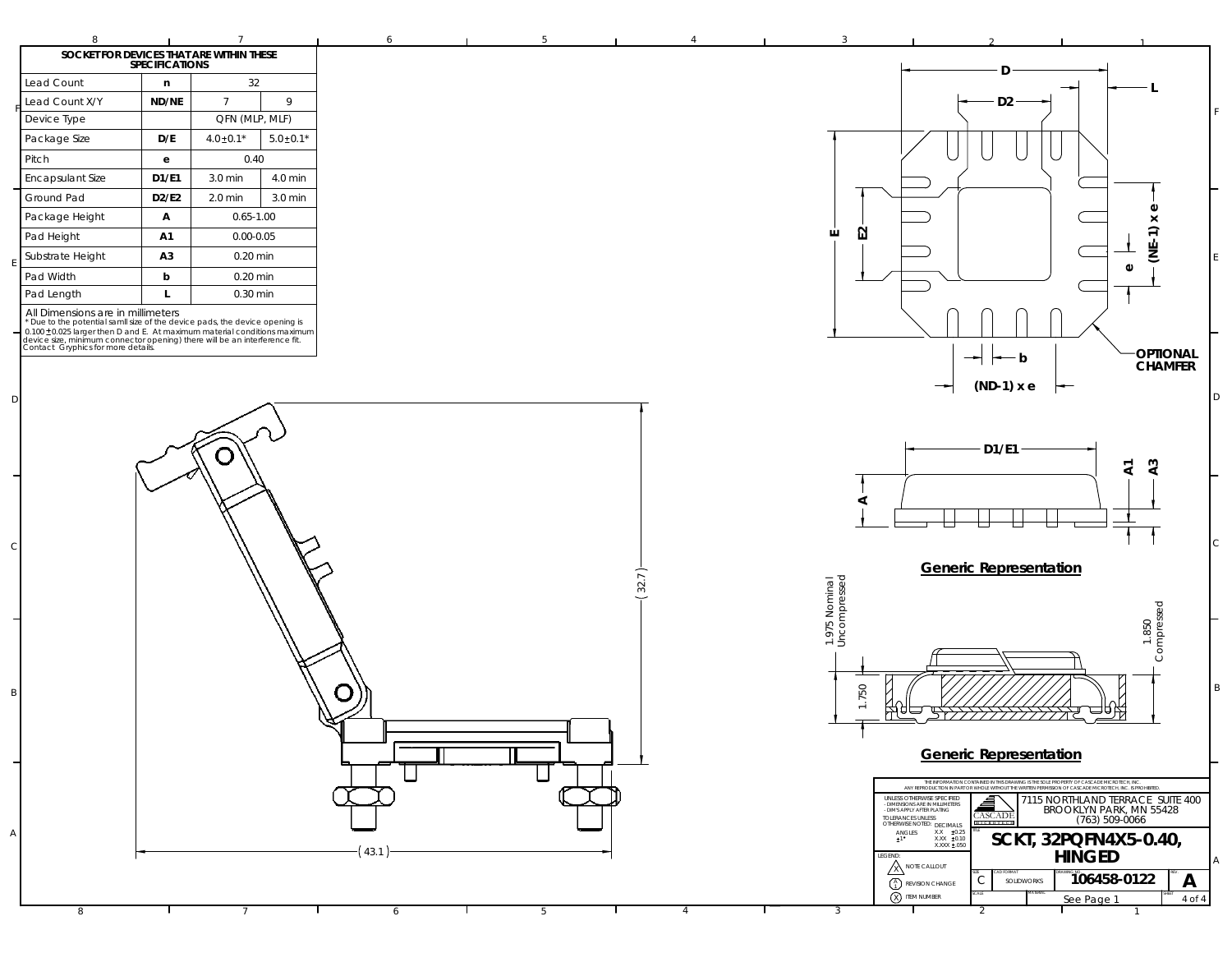| SOCKET FOR DEVICES THAT ARE WITHIN THESE SPECIFICATIONS | | | |
|---|---|---|---|
| Lead Count | n | 32 | |
| Lead Count X/Y | ND/NE | 7 | 9 |
| Device Type | | QFN (MLP, MLF) | |
| Package Size | D/E | 4.0±0.1* | 5.0±0.1* |
| Pitch | e | 0.40 | |
| Encapsulant Size | D1/E1 | 3.0 min | 4.0 min |
| Ground Pad | D2/E2 | 2.0 min | 3.0 min |
| Package Height | A | 0.65-1.00 | |
| Pad Height | A1 | 0.00-0.05 | |
| Substrate Height | A3 | 0.20 min | |
| Pad Width | b | 0.20 min | |
| Pad Length | L | 0.30 min | |

All Dimensions are in millimeters

* Due to the potential samll size of the device pads, the device opening is 0.100±0.025 larger then D and E. At maximum material conditions maximum device size, minimum connector opening) there will be an interference fit. Contact Gryphics for more details.

D
D2
L
E
E2
(NE-1) x e
e
b
(ND-1) x e
OPTIONAL CHAMFER

D1/E1
A
A1
A3

Generic Representation

1.975 Nominal Uncompressed
1.850 Compressed
1.750

Generic Representation

(32.7)
(43.1)

THE INFORMATION CONTAINED IN THIS DRAWING IS THE SOLE PROPERTY OF CASCADE MICROTECH, INC. ANY REPRODUCTION IN PART OR WHOLE WITHOUT THE WRITTEN PERMISSION OF CASCADE MICROTECH, INC. IS PROHIBITED.

UNLESS OTHERWISE SPECIFIED
- DIMENSIONS ARE IN MILLIMETERS
- DIM'S APPLY AFTER PLATING

TOLERANCES UNLESS OTHERWISE NOTED: DECIMALS
ANGLES ±1° X.X ±0.25 X.XX ±0.10 X.XXX ±.050

LEGEND:
X NOTE CALLOUT
A REVISION CHANGE
X ITEM NUMBER

CASCADE MICROTECH

7115 NORTHLAND TERRACE SUITE 400
BROOKLYN PARK, MN 55428
(763) 509-0066

TITLE: SCKT, 32PQFN4X5-0.40, HINGED

SIZE: C | CAD FORMAT: SOLIDWORKS | DRAWING NO: 106458-0122 | REV: A

SCALE: See Page 1 | SHEET: 4 of 4